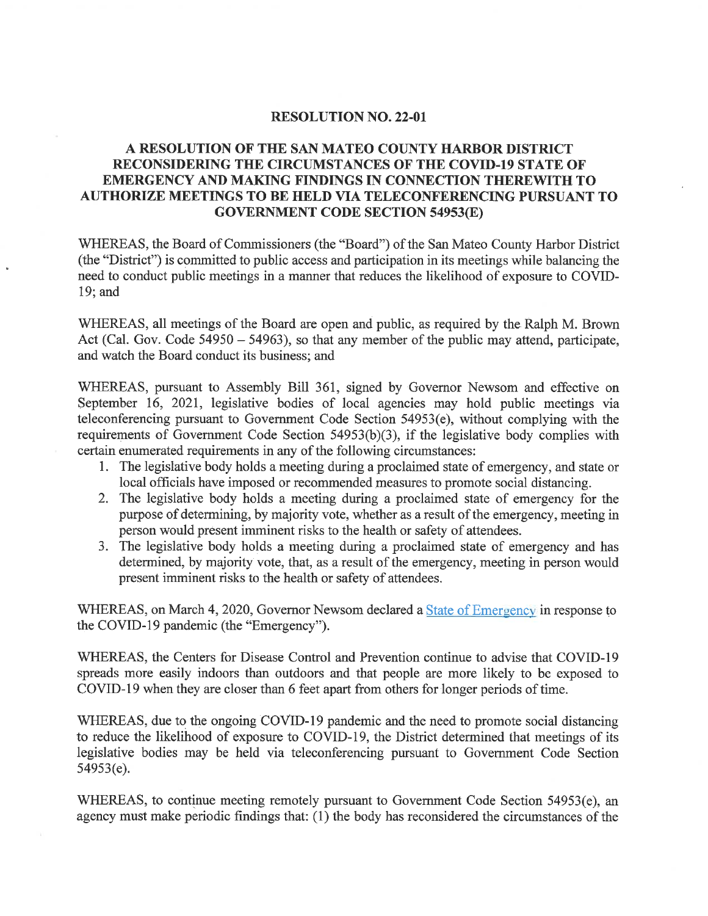# RESOLUTION NO. 22-01

## A RESOLUTION OF THE SAN MATEO COUNTY HARBOR DISTRICT RECONSIDERING THE CIRCUMSTANCES OF THE COVID-19 STATE OF EMERGENCY AND MAKING FINDINGS IN CONNECTION THEREWITH TO AUTHORIZE MEETINGS TO BE HELD VIA TELECONFERENCING PURSUANT TO GOVERNMENT CODE SECTION 54953(E)

WHEREAS, the Board of Commissioners (the "Board") of the San Mateo County Harbor District (the "District") is committed to public access and participation in its meetings while balancing the need to conduct public meetings in a manner that reduces the likelihood of exposure to COVID-19; and

WHEREAS, all meetings of the Board are open and public, as required by the Ralph M. Brown Act (Cal. Gov. Code 54950 – 54963), so that any member of the public may attend, participate, and watch the Board conduct its business; and

WHEREAS, pursuant to Assembly Bill 361, signed by Governor Newsom and effective on September 16, 2021, legislative bodies of local agencies may hold public meetings via teleconferencing pursuant to Government Code Section 54953(e), without complying with the requirements of Government Code Section 54953(b)(3), if the legislative body complies with certain enumerated requirements in any of the following circumstances:

1. The legislative body holds a meeting during a proclaimed state of emergency, and state or local officials have imposed or recommended measures to promote social distancing.
2. The legislative body holds a meeting during a proclaimed state of emergency for the purpose of determining, by majority vote, whether as a result of the emergency, meeting in person would present imminent risks to the health or safety of attendees.
3. The legislative body holds a meeting during a proclaimed state of emergency and has determined, by majority vote, that, as a result of the emergency, meeting in person would present imminent risks to the health or safety of attendees.

WHEREAS, on March 4, 2020, Governor Newsom declared a State of Emergency in response to the COVID-19 pandemic (the "Emergency").

WHEREAS, the Centers for Disease Control and Prevention continue to advise that COVID-19 spreads more easily indoors than outdoors and that people are more likely to be exposed to COVID-19 when they are closer than 6 feet apart from others for longer periods of time.

WHEREAS, due to the ongoing COVID-19 pandemic and the need to promote social distancing to reduce the likelihood of exposure to COVID-19, the District determined that meetings of its legislative bodies may be held via teleconferencing pursuant to Government Code Section 54953(e).

WHEREAS, to continue meeting remotely pursuant to Government Code Section 54953(e), an agency must make periodic findings that: (1) the body has reconsidered the circumstances of the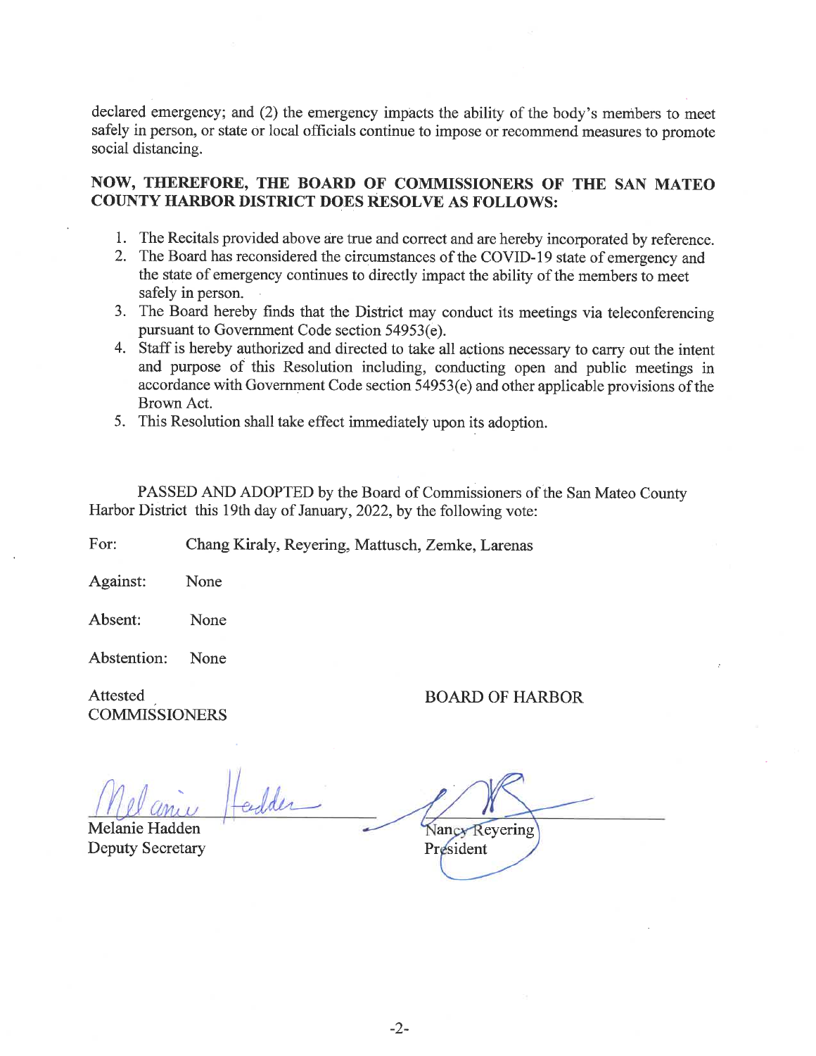declared emergency; and (2) the emergency impacts the ability of the body's members to meet safely in person, or state or local officials continue to impose or recommend measures to promote social distancing.

**NOW, THEREFORE, THE BOARD OF COMMISSIONERS OF THE SAN MATEO COUNTY HARBOR DISTRICT DOES RESOLVE AS FOLLOWS:**

1. The Recitals provided above are true and correct and are hereby incorporated by reference.
2. The Board has reconsidered the circumstances of the COVID-19 state of emergency and the state of emergency continues to directly impact the ability of the members to meet safely in person.
3. The Board hereby finds that the District may conduct its meetings via teleconferencing pursuant to Government Code section 54953(e).
4. Staff is hereby authorized and directed to take all actions necessary to carry out the intent and purpose of this Resolution including, conducting open and public meetings in accordance with Government Code section 54953(e) and other applicable provisions of the Brown Act.
5. This Resolution shall take effect immediately upon its adoption.

PASSED AND ADOPTED by the Board of Commissioners of the San Mateo County Harbor District this 19th day of January, 2022, by the following vote:

For: Chang Kiraly, Reyering, Mattusch, Zemke, Larenas

Against: None

Absent: None

Abstention: None

Attested

BOARD OF HARBOR COMMISSIONERS

Melanie Hadden
Deputy Secretary

Nancy Reyering
President